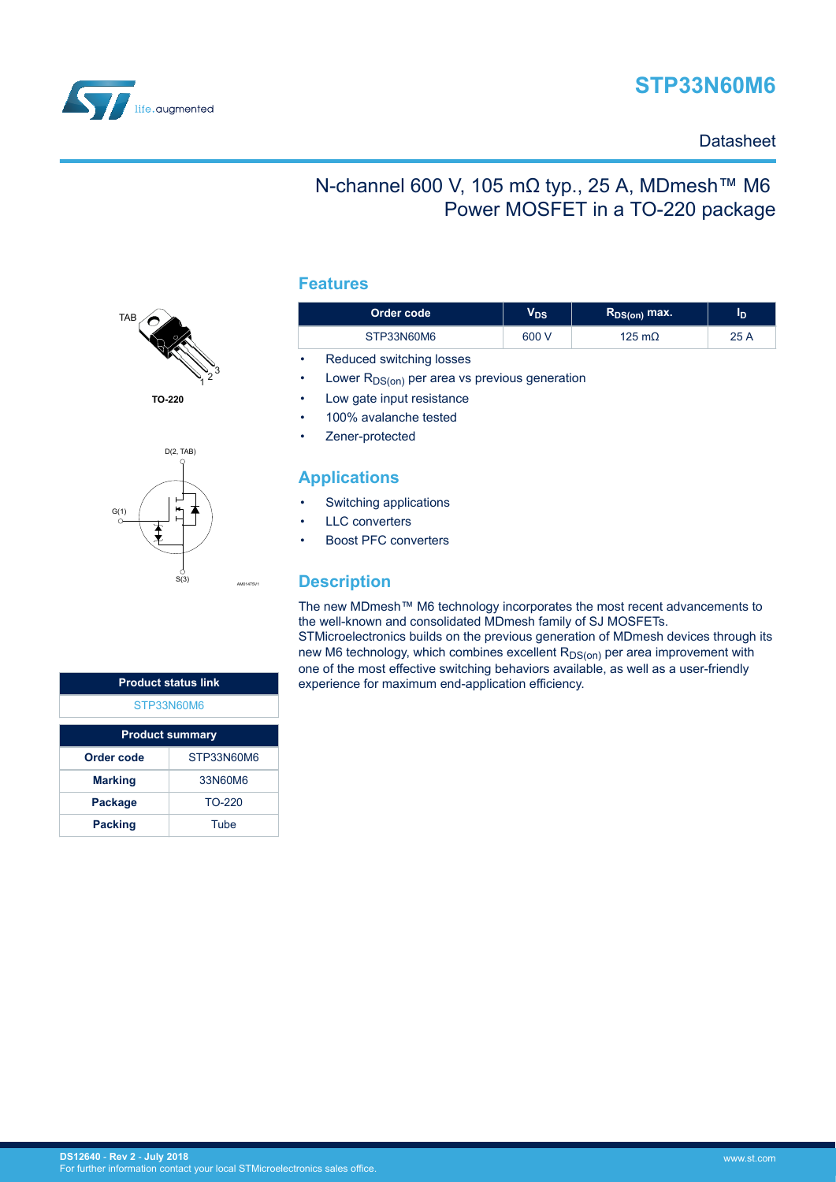# STP33N60M6

Datasheet

## N-channel 600 V, 105 mΩ typ., 25 A, MDmesh™ M6 Power MOSFET in a TO-220 package

TAB

TO-220

D(2, TAB)

G(1)

S(3)

AM01475V1

## Features

| Order code | $V_{DS}$ | $R_{DS(on)}$ max. | $I_D$ |
|---|---|---|---|
| STP33N60M6 | 600 V | 125 mΩ | 25 A |

- Reduced switching losses
- Lower $R_{DS(on)}$ per area vs previous generation
- Low gate input resistance
- 100% avalanche tested
- Zener-protected

## Applications

- Switching applications
- LLC converters
- Boost PFC converters

## Description

The new MDmesh™ M6 technology incorporates the most recent advancements to the well-known and consolidated MDmesh family of SJ MOSFETs. STMicroelectronics builds on the previous generation of MDmesh devices through its new M6 technology, which combines excellent $R_{DS(on)}$ per area improvement with one of the most effective switching behaviors available, as well as a user-friendly experience for maximum end-application efficiency.

| Product status link |
|---|
| STP33N60M6 |

| Product summary | |
|---|---|
| **Order code** | STP33N60M6 |
| **Marking** | 33N60M6 |
| **Package** | TO-220 |
| **Packing** | Tube |

DS12640 - Rev 2 - July 2018
For further information contact your local STMicroelectronics sales office.

www.st.com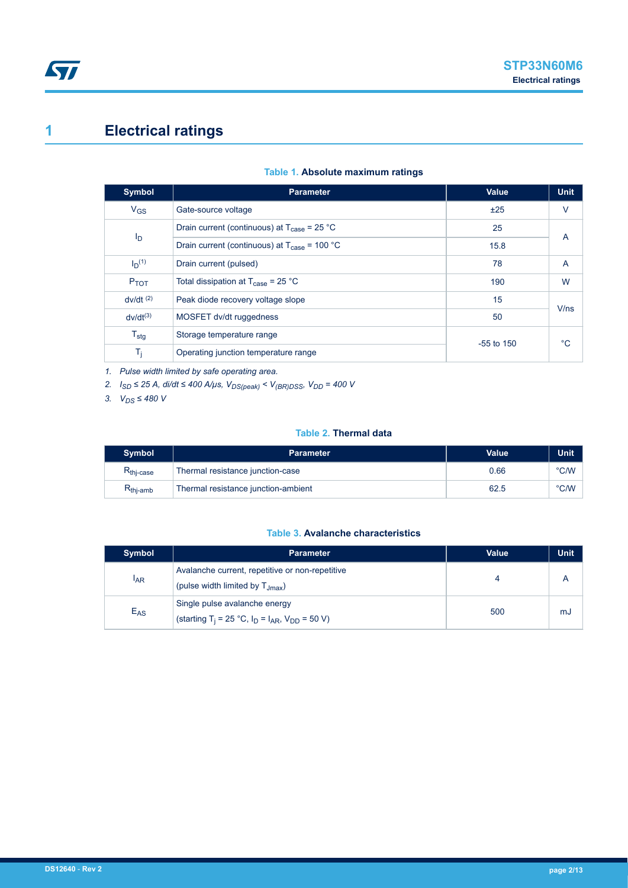# 1 Electrical ratings

**Table 1. Absolute maximum ratings**

| Symbol | Parameter | Value | Unit |
|---|---|---|---|
| $V_{GS}$ | Gate-source voltage | ±25 | V |
| $I_D$ | Drain current (continuous) at $T_{case}$ = 25 °C | 25 | A |
| | Drain current (continuous) at $T_{case}$ = 100 °C | 15.8 | |
| $I_D$ (1) | Drain current (pulsed) | 78 | A |
| $P_{TOT}$ | Total dissipation at $T_{case}$ = 25 °C | 190 | W |
| dv/dt (2) | Peak diode recovery voltage slope | 15 | V/ns |
| dv/dt (3) | MOSFET dv/dt ruggedness | 50 | |
| $T_{stg}$ | Storage temperature range | -55 to 150 | °C |
| $T_j$ | Operating junction temperature range | | |

1. *Pulse width limited by safe operating area.*
2. *$I_{SD}$ ≤ 25 A, di/dt ≤ 400 A/μs, $V_{DS(peak)}$ < $V_{(BR)DSS}$, $V_{DD}$ = 400 V*
3. *$V_{DS}$ ≤ 480 V*

**Table 2. Thermal data**

| Symbol | Parameter | Value | Unit |
|---|---|---|---|
| $R_{thj\text{-}case}$ | Thermal resistance junction-case | 0.66 | °C/W |
| $R_{thj\text{-}amb}$ | Thermal resistance junction-ambient | 62.5 | °C/W |

**Table 3. Avalanche characteristics**

| Symbol | Parameter | Value | Unit |
|---|---|---|---|
| $I_{AR}$ | Avalanche current, repetitive or non-repetitive (pulse width limited by $T_{Jmax}$) | 4 | A |
| $E_{AS}$ | Single pulse avalanche energy (starting $T_j$ = 25 °C, $I_D$ = $I_{AR}$, $V_{DD}$ = 50 V) | 500 | mJ |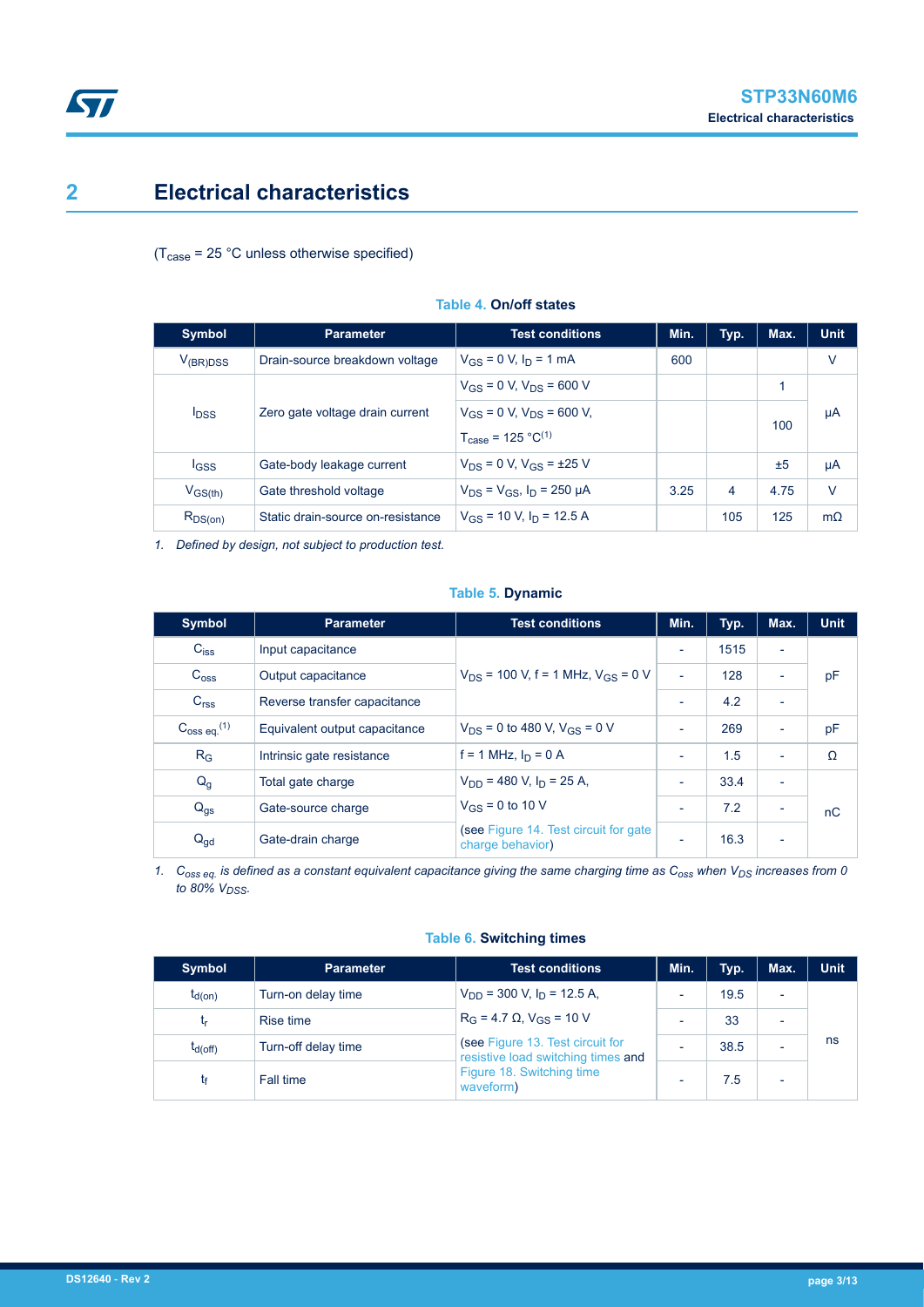# 2 Electrical characteristics

($T_{case}$ = 25 °C unless otherwise specified)

**Table 4. On/off states**

| Symbol | Parameter | Test conditions | Min. | Typ. | Max. | Unit |
|---|---|---|---|---|---|---|
| $V_{(BR)DSS}$ | Drain-source breakdown voltage | $V_{GS}$ = 0 V, $I_D$ = 1 mA | 600 | | | V |
| $I_{DSS}$ | Zero gate voltage drain current | $V_{GS}$ = 0 V, $V_{DS}$ = 600 V | | | 1 | µA |
| | | $V_{GS}$ = 0 V, $V_{DS}$ = 600 V, $T_{case}$ = 125 °C[1] | | | 100 | |
| $I_{GSS}$ | Gate-body leakage current | $V_{DS}$ = 0 V, $V_{GS}$ = ±25 V | | | ±5 | µA |
| $V_{GS(th)}$ | Gate threshold voltage | $V_{DS}$ = $V_{GS}$, $I_D$ = 250 µA | 3.25 | 4 | 4.75 | V |
| $R_{DS(on)}$ | Static drain-source on-resistance | $V_{GS}$ = 10 V, $I_D$ = 12.5 A | | 105 | 125 | mΩ |

1. *Defined by design, not subject to production test.*

**Table 5. Dynamic**

| Symbol | Parameter | Test conditions | Min. | Typ. | Max. | Unit |
|---|---|---|---|---|---|---|
| $C_{iss}$ | Input capacitance | $V_{DS}$ = 100 V, f = 1 MHz, $V_{GS}$ = 0 V | - | 1515 | - | pF |
| $C_{oss}$ | Output capacitance | | - | 128 | - | |
| $C_{rss}$ | Reverse transfer capacitance | | - | 4.2 | - | |
| $C_{oss\ eq.}$[1] | Equivalent output capacitance | $V_{DS}$ = 0 to 480 V, $V_{GS}$ = 0 V | - | 269 | - | pF |
| $R_G$ | Intrinsic gate resistance | f = 1 MHz, $I_D$ = 0 A | - | 1.5 | - | Ω |
| $Q_g$ | Total gate charge | $V_{DD}$ = 480 V, $I_D$ = 25 A, $V_{GS}$ = 0 to 10 V (see Figure 14. Test circuit for gate charge behavior) | - | 33.4 | - | nC |
| $Q_{gs}$ | Gate-source charge | | - | 7.2 | - | |
| $Q_{gd}$ | Gate-drain charge | | - | 16.3 | - | |

1. *$C_{oss\ eq.}$ is defined as a constant equivalent capacitance giving the same charging time as $C_{oss}$ when $V_{DS}$ increases from 0 to 80% $V_{DSS}$.*

**Table 6. Switching times**

| Symbol | Parameter | Test conditions | Min. | Typ. | Max. | Unit |
|---|---|---|---|---|---|---|
| $t_{d(on)}$ | Turn-on delay time | $V_{DD}$ = 300 V, $I_D$ = 12.5 A, $R_G$ = 4.7 Ω, $V_{GS}$ = 10 V (see Figure 13. Test circuit for resistive load switching times and Figure 18. Switching time waveform) | - | 19.5 | - | ns |
| $t_r$ | Rise time | | - | 33 | - | |
| $t_{d(off)}$ | Turn-off delay time | | - | 38.5 | - | |
| $t_f$ | Fall time | | - | 7.5 | - | |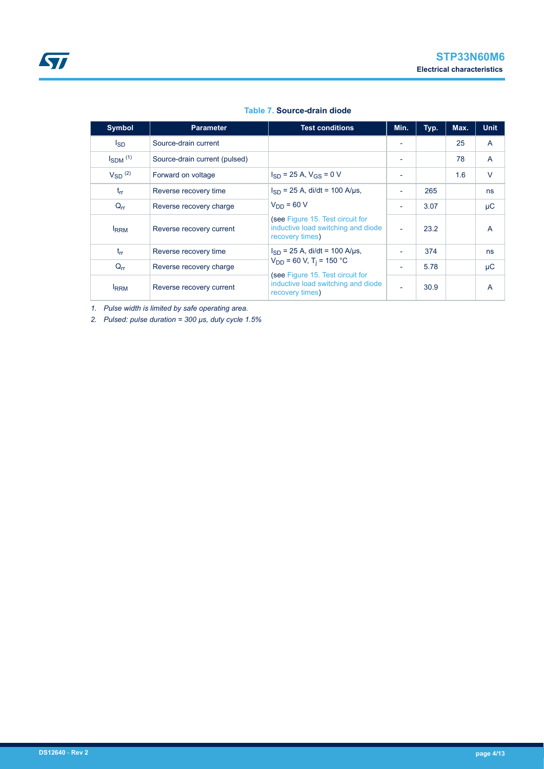**Table 7. Source-drain diode**

| Symbol | Parameter | Test conditions | Min. | Typ. | Max. | Unit |
|---|---|---|---|---|---|---|
| $I_{SD}$ | Source-drain current | | - | | 25 | A |
| $I_{SDM}$ [(1)] | Source-drain current (pulsed) | | - | | 78 | A |
| $V_{SD}$ [(2)] | Forward on voltage | $I_{SD}$ = 25 A, $V_{GS}$ = 0 V | - | | 1.6 | V |
| $t_{rr}$ | Reverse recovery time | $I_{SD}$ = 25 A, di/dt = 100 A/μs, $V_{DD}$ = 60 V (see Figure 15. Test circuit for inductive load switching and diode recovery times) | - | 265 | | ns |
| $Q_{rr}$ | Reverse recovery charge | | - | 3.07 | | μC |
| $I_{RRM}$ | Reverse recovery current | | - | 23.2 | | A |
| $t_{rr}$ | Reverse recovery time | $I_{SD}$ = 25 A, di/dt = 100 A/μs, $V_{DD}$ = 60 V, $T_j$ = 150 °C (see Figure 15. Test circuit for inductive load switching and diode recovery times) | - | 374 | | ns |
| $Q_{rr}$ | Reverse recovery charge | | - | 5.78 | | μC |
| $I_{RRM}$ | Reverse recovery current | | - | 30.9 | | A |

1. *Pulse width is limited by safe operating area.*
2. *Pulsed: pulse duration = 300 μs, duty cycle 1.5%*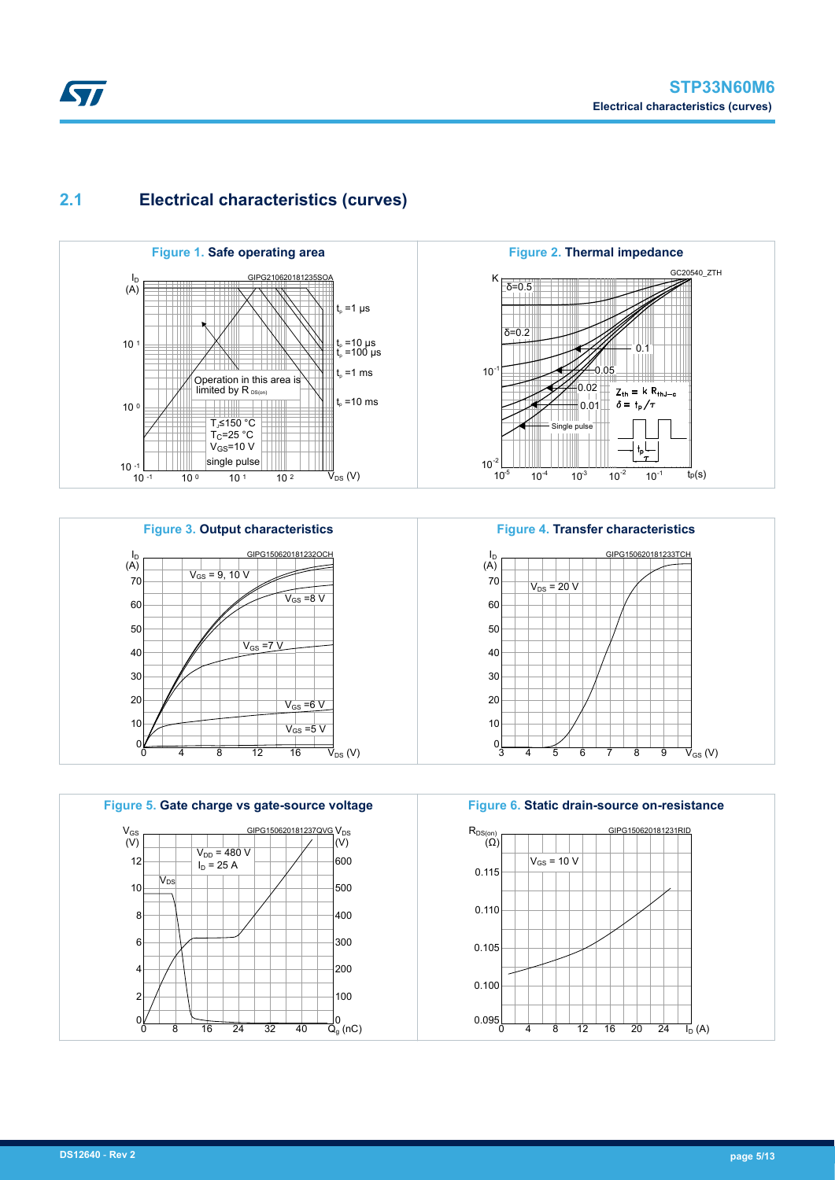## 2.1 Electrical characteristics (curves)

**Figure 1.** **Safe operating area**

**Figure 2.** **Thermal impedance**

**Figure 3.** **Output characteristics**

**Figure 4.** **Transfer characteristics**

**Figure 5.** **Gate charge vs gate-source voltage**

**Figure 6.** **Static drain-source on-resistance**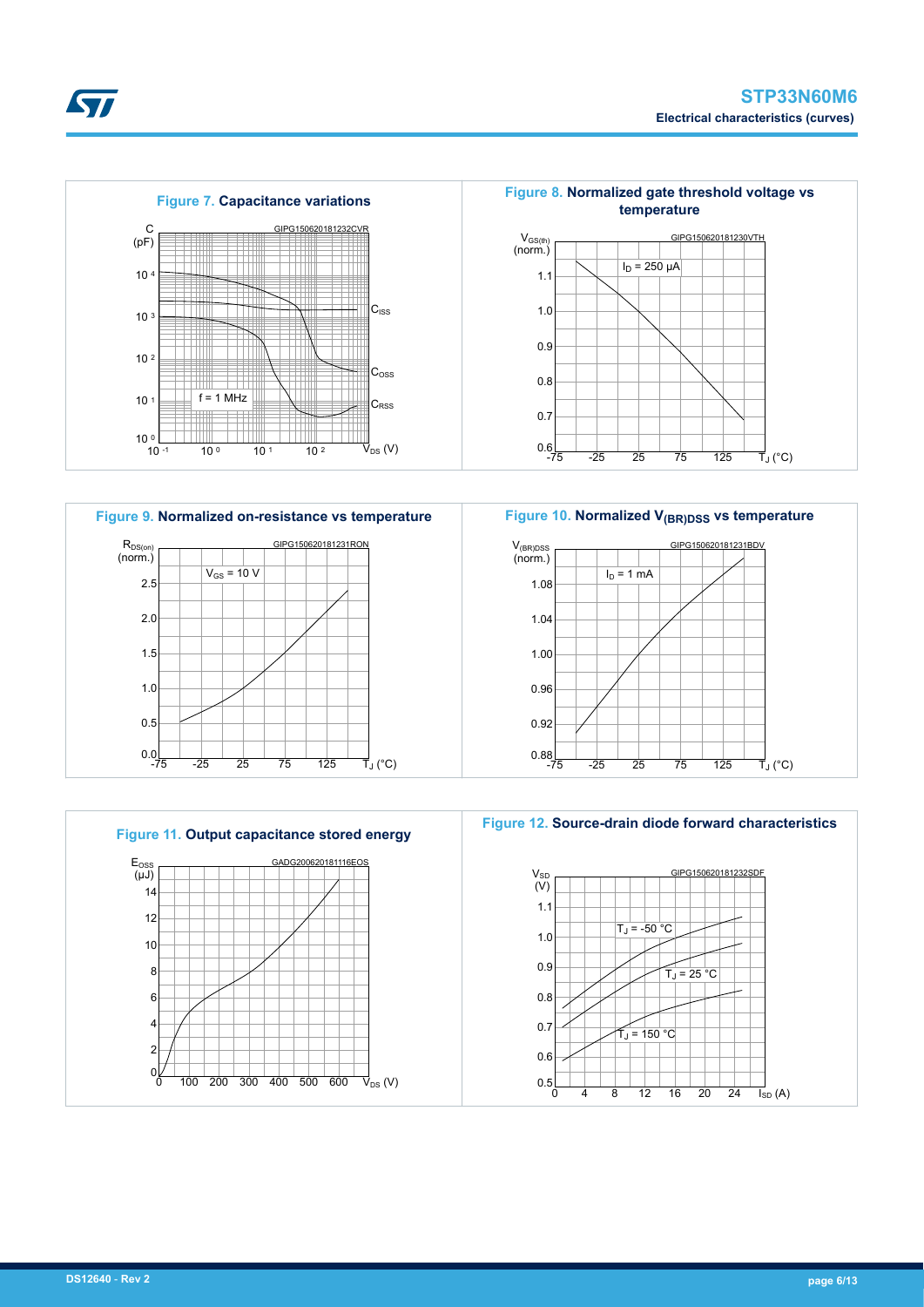**Figure 7. Capacitance variations**

GIPG150620181232CVR

C (pF); $V_{DS}$ (V); f = 1 MHz; $C_{ISS}$, $C_{OSS}$, $C_{RSS}$

**Figure 8. Normalized gate threshold voltage vs temperature**

GIPG150620181230VTH

$V_{GS(th)}$ (norm.); $I_D$ = 250 µA; $T_J$ (°C)

**Figure 9. Normalized on-resistance vs temperature**

GIPG150620181231RON

$R_{DS(on)}$ (norm.); $V_{GS}$ = 10 V; $T_J$ (°C)

**Figure 10. Normalized $V_{(BR)DSS}$ vs temperature**

GIPG150620181231BDV

$V_{(BR)DSS}$ (norm.); $I_D$ = 1 mA; $T_J$ (°C)

**Figure 11. Output capacitance stored energy**

GADG200620181116EOS

$E_{OSS}$ (µJ); $V_{DS}$ (V)

**Figure 12. Source-drain diode forward characteristics**

GIPG150620181232SDF

$V_{SD}$ (V); $I_{SD}$ (A); $T_J$ = -50 °C; $T_J$ = 25 °C; $T_J$ = 150 °C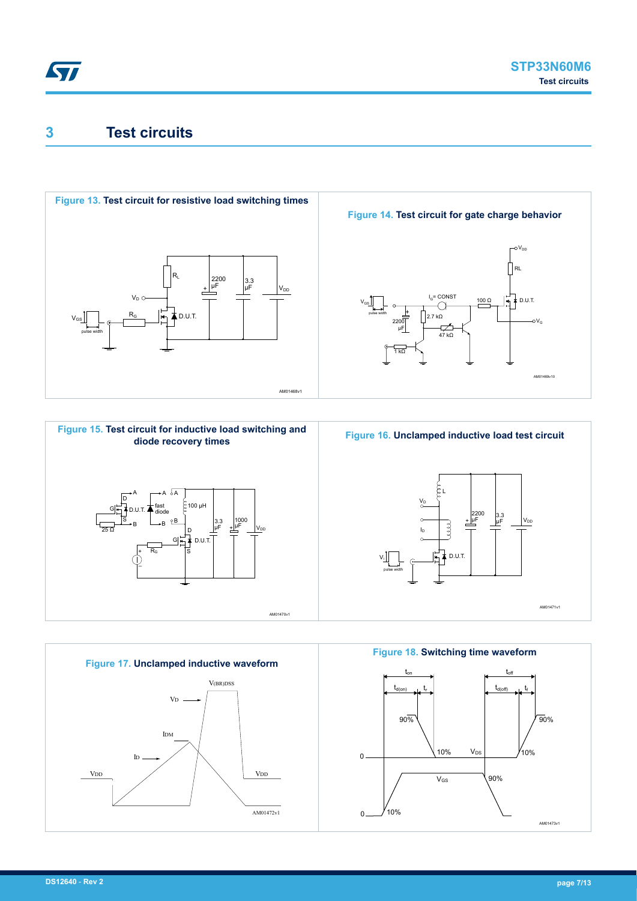# 3 Test circuits

**Figure 13. Test circuit for resistive load switching times**

**Figure 14. Test circuit for gate charge behavior**

**Figure 15. Test circuit for inductive load switching and diode recovery times**

**Figure 16. Unclamped inductive load test circuit**

**Figure 17. Unclamped inductive waveform**

**Figure 18. Switching time waveform**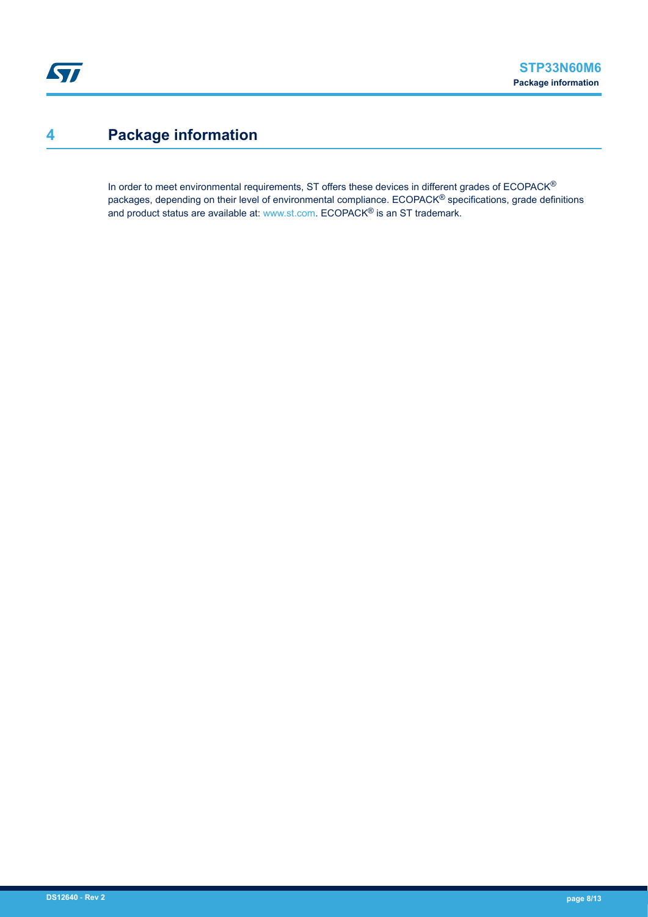# 4 Package information

In order to meet environmental requirements, ST offers these devices in different grades of ECOPACK® packages, depending on their level of environmental compliance. ECOPACK® specifications, grade definitions and product status are available at: www.st.com. ECOPACK® is an ST trademark.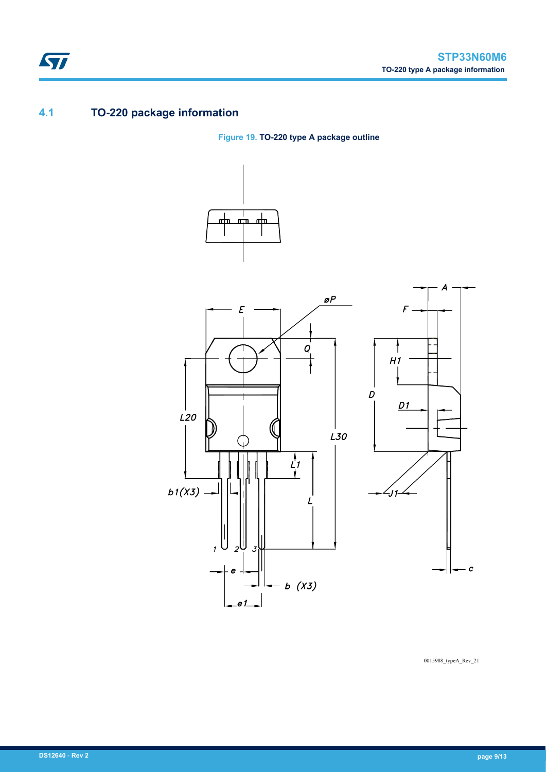## 4.1 TO-220 package information

**Figure 19. TO-220 type A package outline**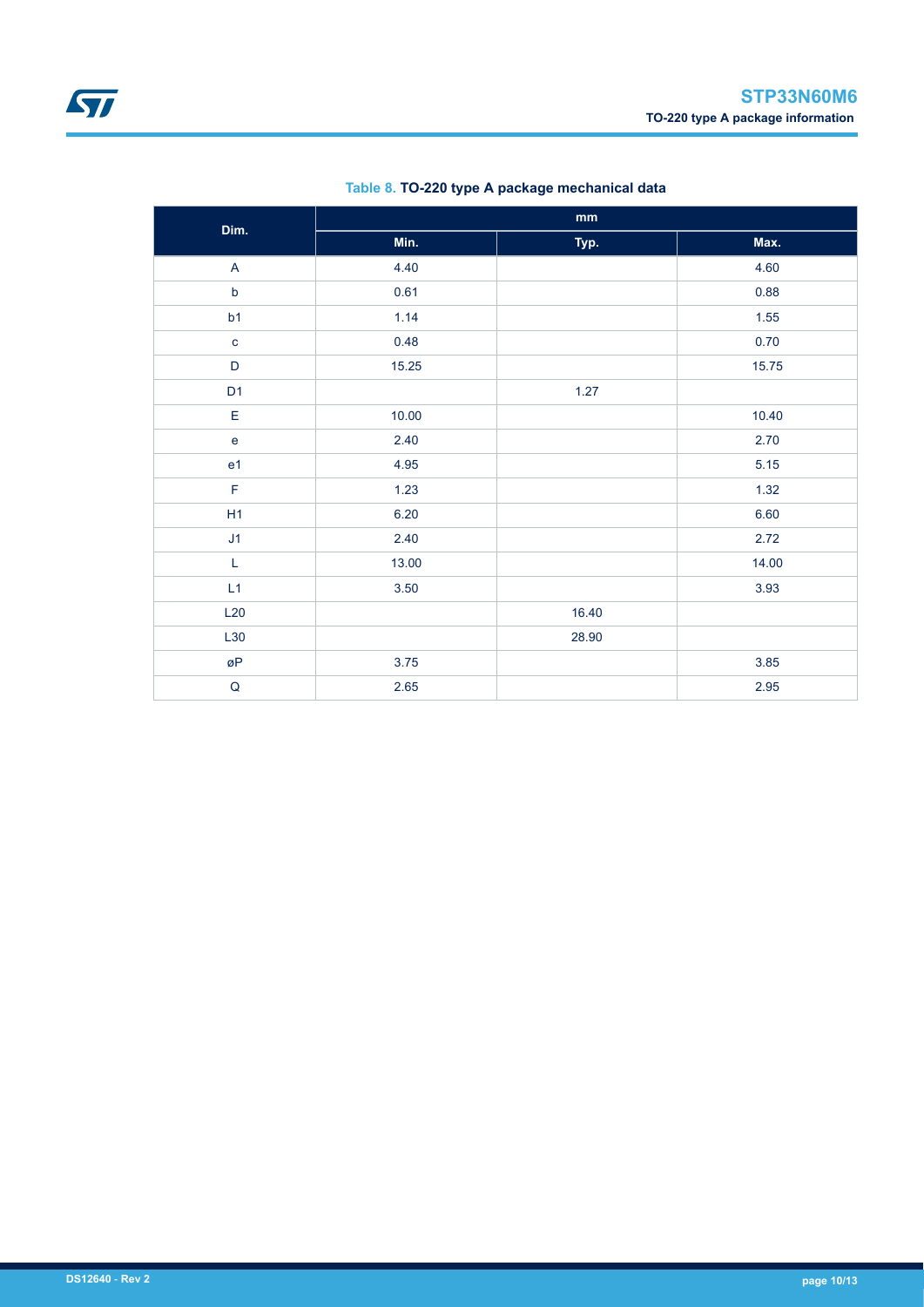**Table 8. TO-220 type A package mechanical data**

| Dim. | mm | | |
|---|---|---|---|
| | Min. | Typ. | Max. |
| A | 4.40 | | 4.60 |
| b | 0.61 | | 0.88 |
| b1 | 1.14 | | 1.55 |
| c | 0.48 | | 0.70 |
| D | 15.25 | | 15.75 |
| D1 | | 1.27 | |
| E | 10.00 | | 10.40 |
| e | 2.40 | | 2.70 |
| e1 | 4.95 | | 5.15 |
| F | 1.23 | | 1.32 |
| H1 | 6.20 | | 6.60 |
| J1 | 2.40 | | 2.72 |
| L | 13.00 | | 14.00 |
| L1 | 3.50 | | 3.93 |
| L20 | | 16.40 | |
| L30 | | 28.90 | |
| øP | 3.75 | | 3.85 |
| Q | 2.65 | | 2.95 |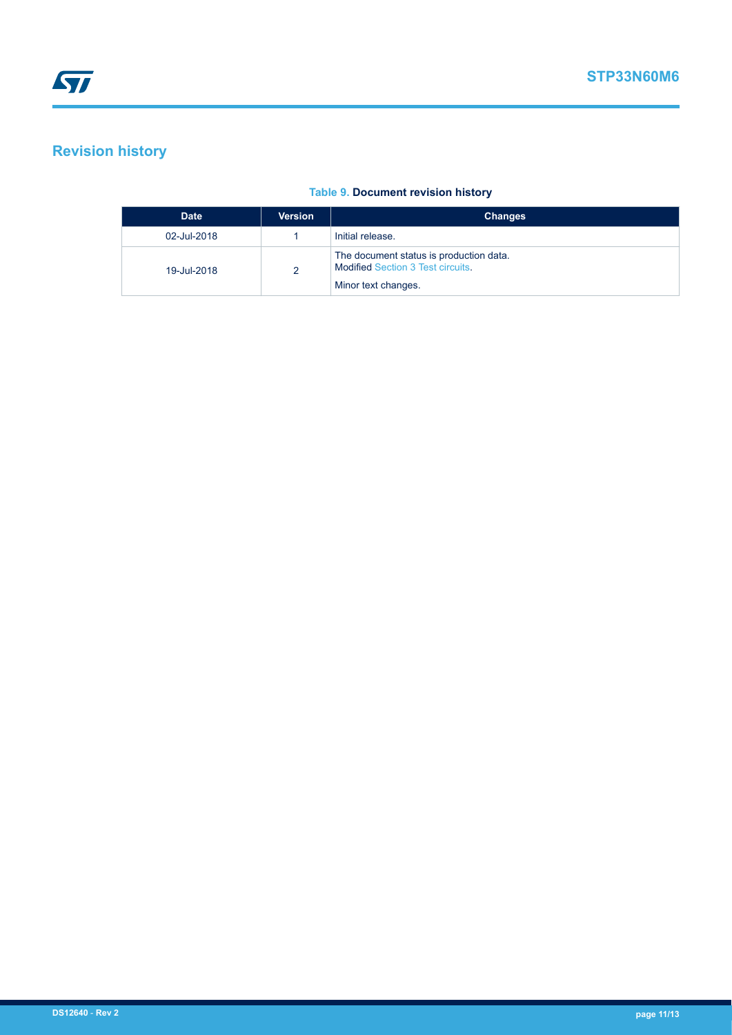## Revision history

**Table 9. Document revision history**

| Date | Version | Changes |
| --- | --- | --- |
| 02-Jul-2018 | 1 | Initial release. |
| 19-Jul-2018 | 2 | The document status is production data. Modified Section 3 Test circuits. Minor text changes. |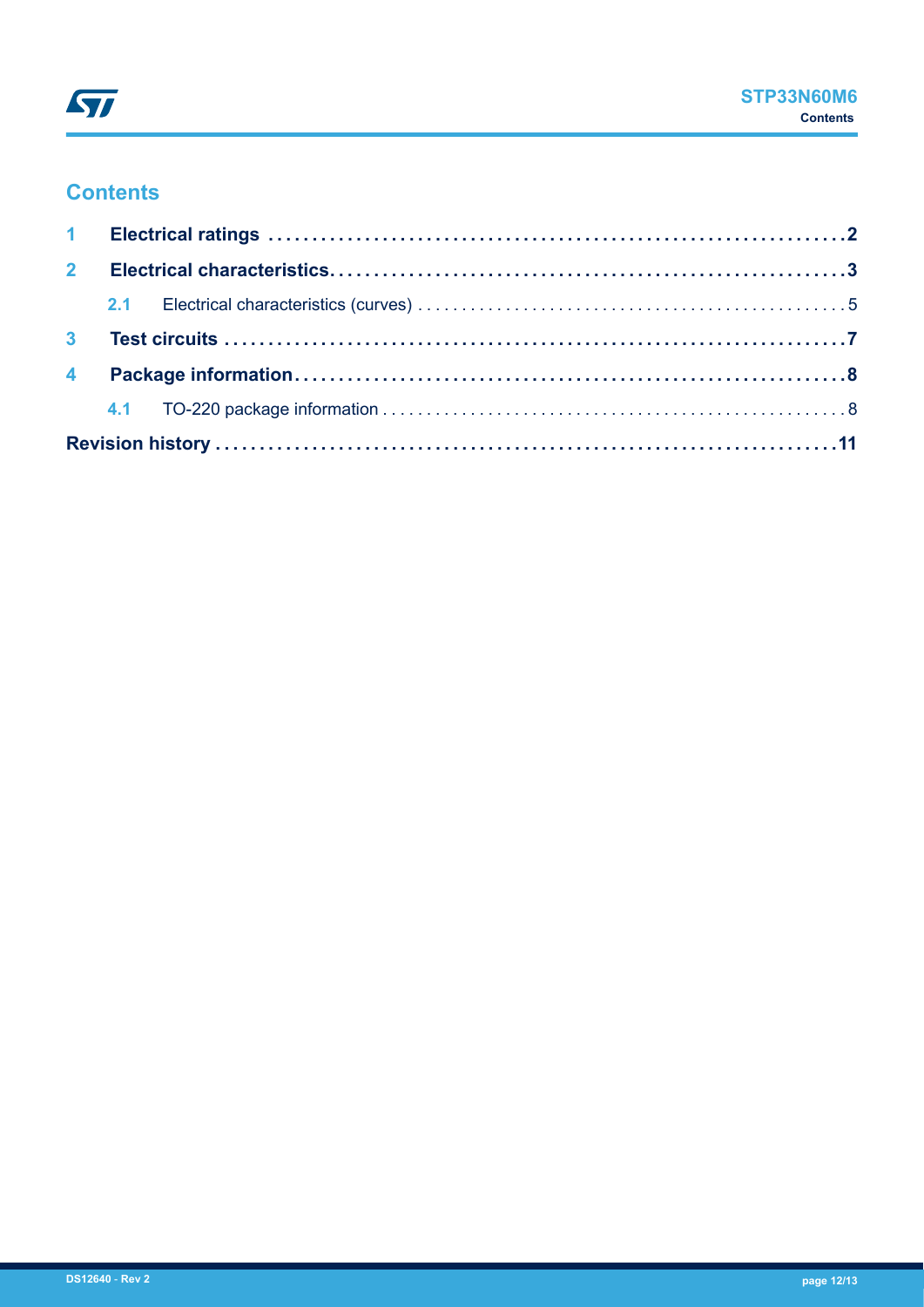## Contents

| | | |
|---|---|---|
| **1** | **Electrical ratings** | **2** |
| **2** | **Electrical characteristics** | **3** |
| 2.1 | Electrical characteristics (curves) | 5 |
| **3** | **Test circuits** | **7** |
| **4** | **Package information** | **8** |
| 4.1 | TO-220 package information | 8 |
| | **Revision history** | **11** |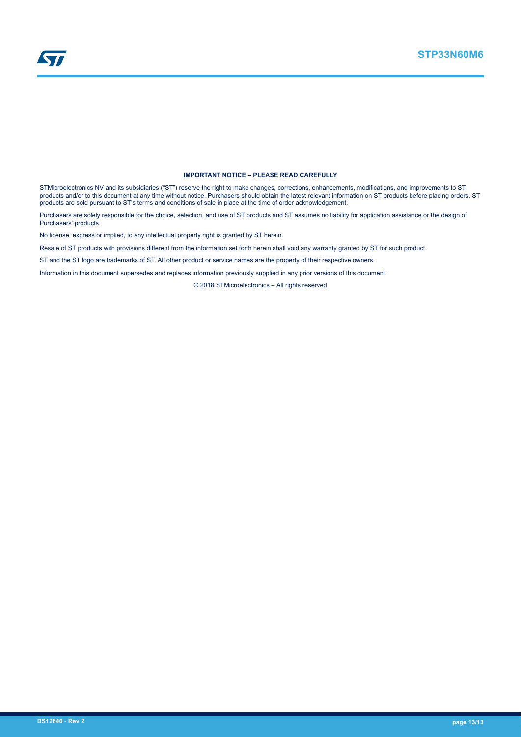**IMPORTANT NOTICE – PLEASE READ CAREFULLY**

STMicroelectronics NV and its subsidiaries ("ST") reserve the right to make changes, corrections, enhancements, modifications, and improvements to ST products and/or to this document at any time without notice. Purchasers should obtain the latest relevant information on ST products before placing orders. ST products are sold pursuant to ST's terms and conditions of sale in place at the time of order acknowledgement.

Purchasers are solely responsible for the choice, selection, and use of ST products and ST assumes no liability for application assistance or the design of Purchasers' products.

No license, express or implied, to any intellectual property right is granted by ST herein.

Resale of ST products with provisions different from the information set forth herein shall void any warranty granted by ST for such product.

ST and the ST logo are trademarks of ST. All other product or service names are the property of their respective owners.

Information in this document supersedes and replaces information previously supplied in any prior versions of this document.

© 2018 STMicroelectronics – All rights reserved